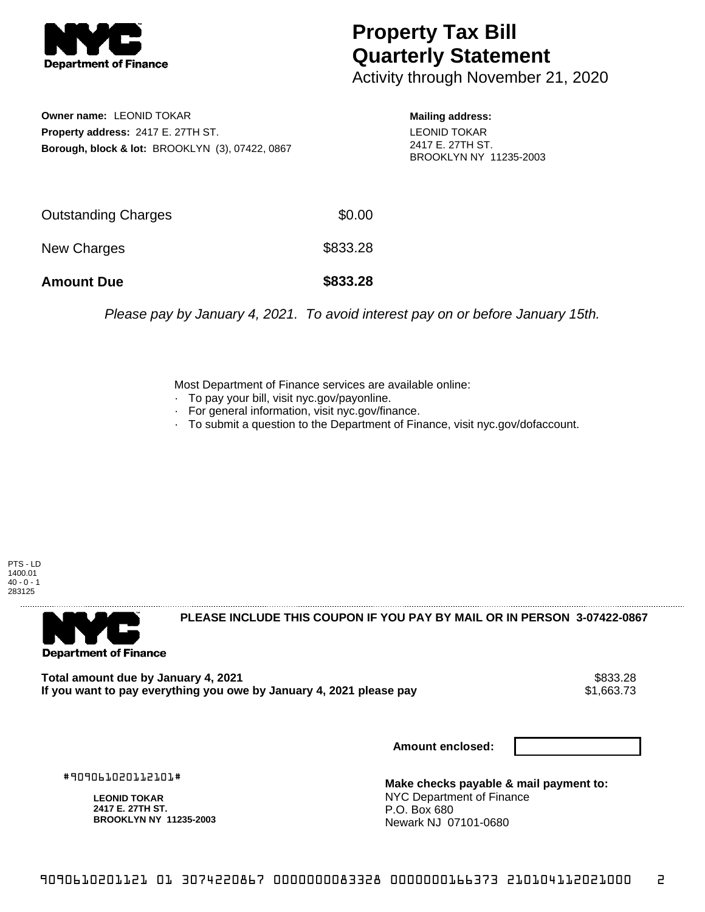# Property Tax Bill Quarterly Statement

Activity through November 21, 2020

**Owner name:** LEONID TOKAR
**Property address:** 2417 E. 27TH ST.
**Borough, block & lot:** BROOKLYN (3), 07422, 0867

**Mailing address:**
LEONID TOKAR
2417 E. 27TH ST.
BROOKLYN NY 11235-2003

| | |
|---|---|
| Outstanding Charges | $0.00 |
| New Charges | $833.28 |
| **Amount Due** | **$833.28** |

*Please pay by January 4, 2021. To avoid interest pay on or before January 15th.*

Most Department of Finance services are available online:
- To pay your bill, visit nyc.gov/payonline.
- For general information, visit nyc.gov/finance.
- To submit a question to the Department of Finance, visit nyc.gov/dofaccount.

PTS - LD
1400.01
40 - 0 - 1
283125

**PLEASE INCLUDE THIS COUPON IF YOU PAY BY MAIL OR IN PERSON 3-07422-0867**

**Total amount due by January 4, 2021** $833.28
**If you want to pay everything you owe by January 4, 2021 please pay** $1,663.73

**Amount enclosed:**

#909061020112101#

**LEONID TOKAR**
**2417 E. 27TH ST.**
**BROOKLYN NY 11235-2003**

**Make checks payable & mail payment to:**
NYC Department of Finance
P.O. Box 680
Newark NJ 07101-0680

9090610201121 01 3074220867 0000000083328 0000000166373 210104112021000 2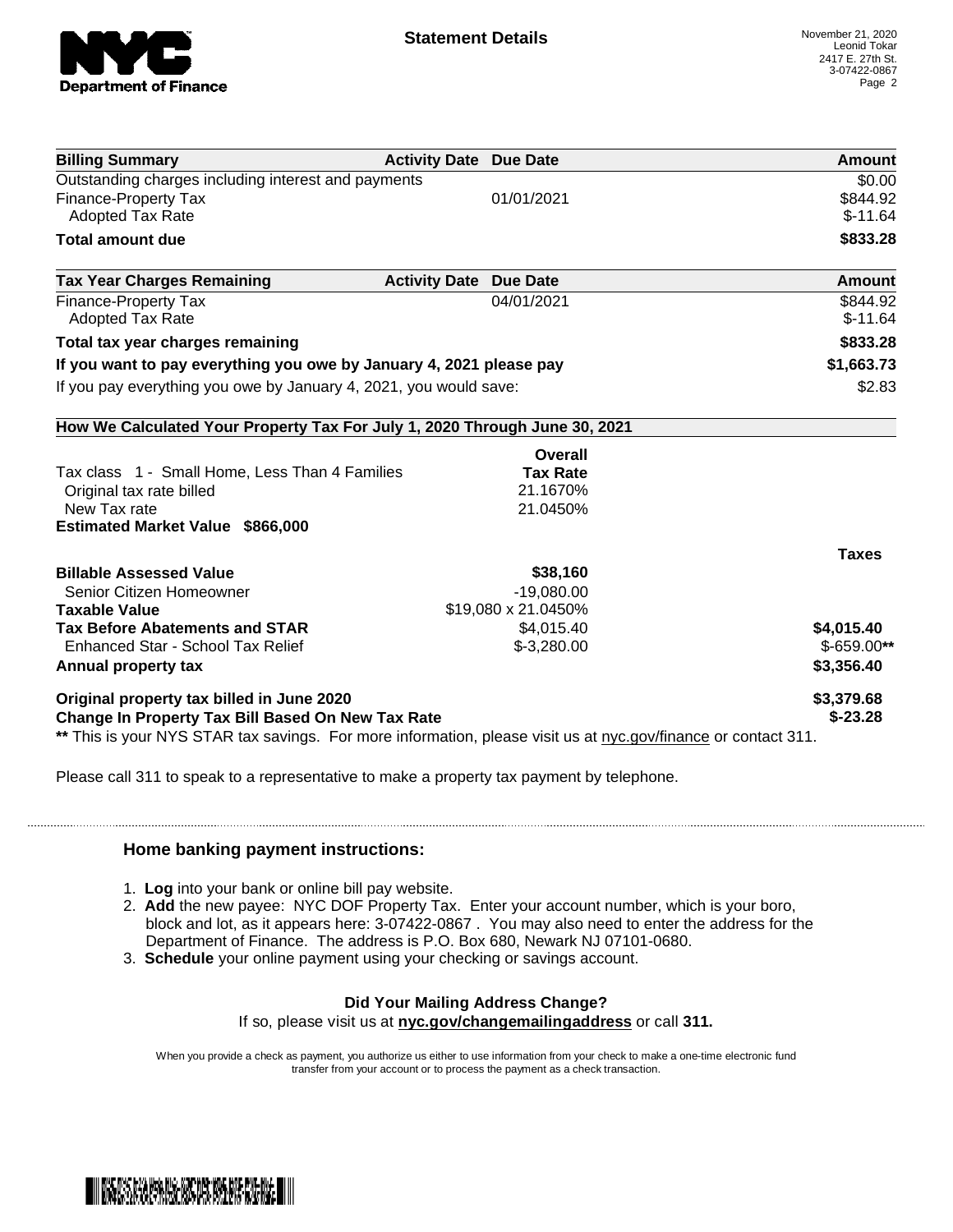**Statement Details**

November 21, 2020
Leonid Tokar
2417 E. 27th St.
3-07422-0867

| Billing Summary | Activity Date | Due Date | Amount |
|---|---|---|---|
| Outstanding charges including interest and payments | | | $0.00 |
| Finance-Property Tax | | 01/01/2021 | $844.92 |
| Adopted Tax Rate | | | $-11.64 |
| **Total amount due** | | | **$833.28** |

| Tax Year Charges Remaining | Activity Date | Due Date | Amount |
|---|---|---|---|
| Finance-Property Tax | | 04/01/2021 | $844.92 |
| Adopted Tax Rate | | | $-11.64 |
| **Total tax year charges remaining** | | | **$833.28** |
| **If you want to pay everything you owe by January 4, 2021 please pay** | | | **$1,663.73** |
| If you pay everything you owe by January 4, 2021, you would save: | | | $2.83 |

**How We Calculated Your Property Tax For July 1, 2020 Through June 30, 2021**

| | Overall Tax Rate | Taxes |
|---|---|---|
| Tax class 1 - Small Home, Less Than 4 Families | | |
| Original tax rate billed | 21.1670% | |
| New Tax rate | 21.0450% | |
| **Estimated Market Value $866,000** | | |
| **Billable Assessed Value** | **$38,160** | |
| Senior Citizen Homeowner | -19,080.00 | |
| **Taxable Value** | $19,080 x 21.0450% | |
| **Tax Before Abatements and STAR** | $4,015.40 | **$4,015.40** |
| Enhanced Star - School Tax Relief | $-3,280.00 | $-659.00** |
| **Annual property tax** | | **$3,356.40** |
| **Original property tax billed in June 2020** | | **$3,379.68** |
| **Change In Property Tax Bill Based On New Tax Rate** | | **$-23.28** |

** This is your NYS STAR tax savings. For more information, please visit us at nyc.gov/finance or contact 311.

Please call 311 to speak to a representative to make a property tax payment by telephone.

## Home banking payment instructions:

1. **Log** into your bank or online bill pay website.
2. **Add** the new payee: NYC DOF Property Tax. Enter your account number, which is your boro, block and lot, as it appears here: 3-07422-0867 . You may also need to enter the address for the Department of Finance. The address is P.O. Box 680, Newark NJ 07101-0680.
3. **Schedule** your online payment using your checking or savings account.

**Did Your Mailing Address Change?**

If so, please visit us at **nyc.gov/changemailingaddress** or call **311.**

When you provide a check as payment, you authorize us either to use information from your check to make a one-time electronic fund transfer from your account or to process the payment as a check transaction.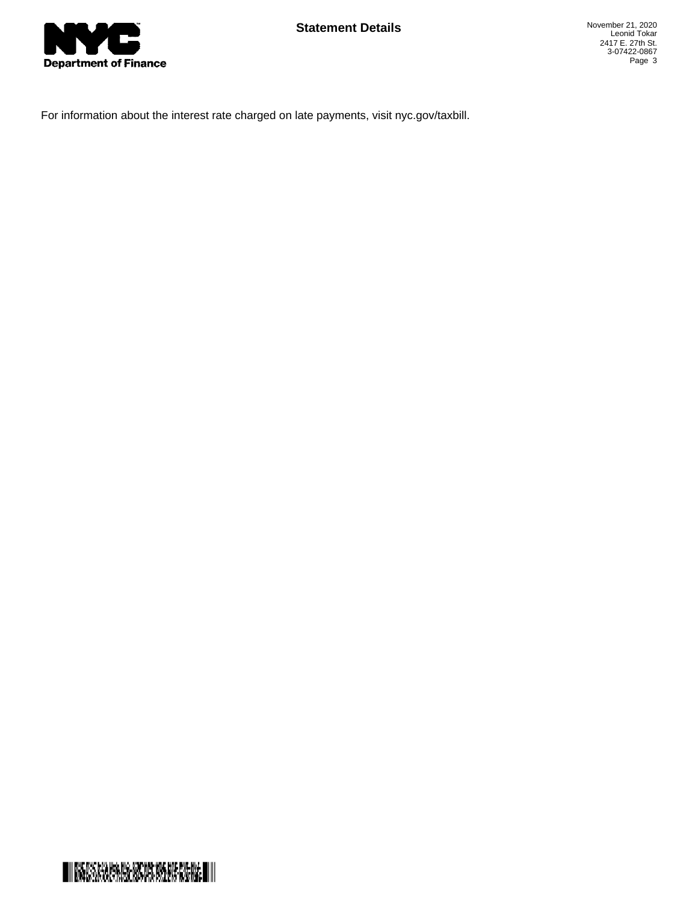For information about the interest rate charged on late payments, visit nyc.gov/taxbill.